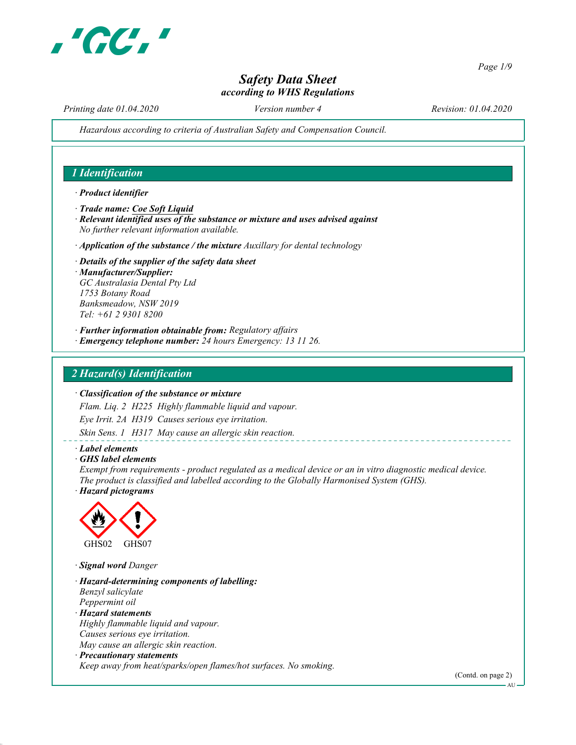# Safety Data Sheet

*according to WHS Regulations*

*Printing date 01.04.2020* *Version number 4* *Revision: 01.04.2020*

*Hazardous according to criteria of Australian Safety and Compensation Council.*

## 1 Identification

· **Product identifier**

· **Trade name: Coe Soft Liquid**

· **Relevant identified uses of the substance or mixture and uses advised against**
No further relevant information available.

· **Application of the substance / the mixture** Auxillary for dental technology

· **Details of the supplier of the safety data sheet**

· **Manufacturer/Supplier:**
GC Australasia Dental Pty Ltd
1753 Botany Road
Banksmeadow, NSW 2019
Tel: +61 2 9301 8200

· **Further information obtainable from:** Regulatory affairs

· **Emergency telephone number:** 24 hours Emergency: 13 11 26.

## 2 Hazard(s) Identification

· **Classification of the substance or mixture**

Flam. Liq. 2 H225 Highly flammable liquid and vapour.

Eye Irrit. 2A H319 Causes serious eye irritation.

Skin Sens. 1 H317 May cause an allergic skin reaction.

· **Label elements**

· **GHS label elements**
Exempt from requirements - product regulated as a medical device or an in vitro diagnostic medical device.
The product is classified and labelled according to the Globally Harmonised System (GHS).

· **Hazard pictograms**

GHS02 GHS07

· **Signal word** Danger

· **Hazard-determining components of labelling:**
Benzyl salicylate
Peppermint oil

· **Hazard statements**
Highly flammable liquid and vapour.
Causes serious eye irritation.
May cause an allergic skin reaction.

· **Precautionary statements**
Keep away from heat/sparks/open flames/hot surfaces. No smoking.

(Contd. on page 2)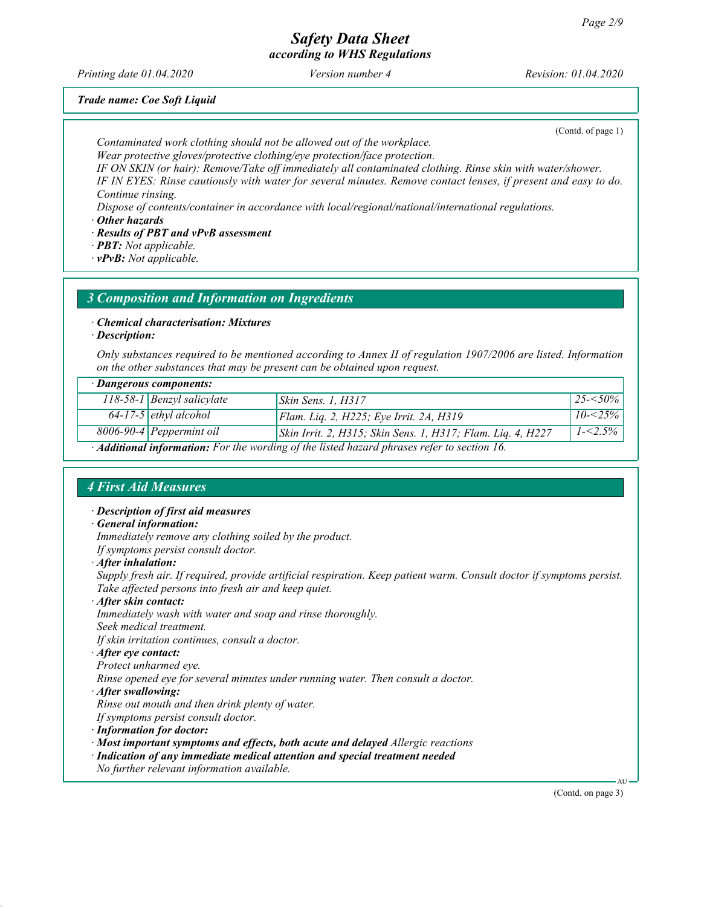*Trade name: Coe Soft Liquid*

(Contd. of page 1)

*Contaminated work clothing should not be allowed out of the workplace.*
*Wear protective gloves/protective clothing/eye protection/face protection.*
*IF ON SKIN (or hair): Remove/Take off immediately all contaminated clothing. Rinse skin with water/shower.*
*IF IN EYES: Rinse cautiously with water for several minutes. Remove contact lenses, if present and easy to do. Continue rinsing.*
*Dispose of contents/container in accordance with local/regional/national/international regulations.*

· ***Other hazards***
· ***Results of PBT and vPvB assessment***
· ***PBT:*** *Not applicable.*
· ***vPvB:*** *Not applicable.*

## *3 Composition and Information on Ingredients*

· ***Chemical characterisation: Mixtures***
· ***Description:***

*Only substances required to be mentioned according to Annex II of regulation 1907/2006 are listed. Information on the other substances that may be present can be obtained upon request.*

| · **Dangerous components:** | | | |
|---|---|---|---|
| 118-58-1 | Benzyl salicylate | Skin Sens. 1, H317 | 25-<50% |
| 64-17-5 | ethyl alcohol | Flam. Liq. 2, H225; Eye Irrit. 2A, H319 | 10-<25% |
| 8006-90-4 | Peppermint oil | Skin Irrit. 2, H315; Skin Sens. 1, H317; Flam. Liq. 4, H227 | 1-<2.5% |

· ***Additional information:*** *For the wording of the listed hazard phrases refer to section 16.*

## *4 First Aid Measures*

· ***Description of first aid measures***
· ***General information:***
*Immediately remove any clothing soiled by the product.*
*If symptoms persist consult doctor.*
· ***After inhalation:***
*Supply fresh air. If required, provide artificial respiration. Keep patient warm. Consult doctor if symptoms persist.*
*Take affected persons into fresh air and keep quiet.*
· ***After skin contact:***
*Immediately wash with water and soap and rinse thoroughly.*
*Seek medical treatment.*
*If skin irritation continues, consult a doctor.*
· ***After eye contact:***
*Protect unharmed eye.*
*Rinse opened eye for several minutes under running water. Then consult a doctor.*
· ***After swallowing:***
*Rinse out mouth and then drink plenty of water.*
*If symptoms persist consult doctor.*
· ***Information for doctor:***
· ***Most important symptoms and effects, both acute and delayed*** *Allergic reactions*
· ***Indication of any immediate medical attention and special treatment needed***
*No further relevant information available.*

(Contd. on page 3)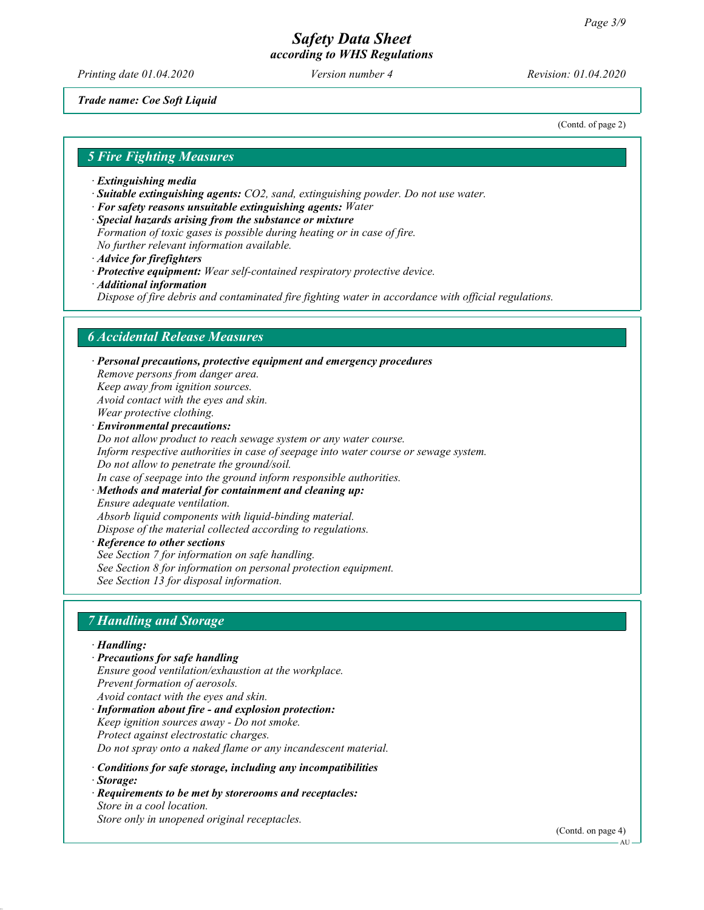*Trade name: Coe Soft Liquid*

(Contd. of page 2)

## *5 Fire Fighting Measures*

· ***Extinguishing media***
· ***Suitable extinguishing agents:*** *$CO_2$, sand, extinguishing powder. Do not use water.*
· ***For safety reasons unsuitable extinguishing agents:*** *Water*
· ***Special hazards arising from the substance or mixture***
*Formation of toxic gases is possible during heating or in case of fire.*
*No further relevant information available.*
· ***Advice for firefighters***
· ***Protective equipment:*** *Wear self-contained respiratory protective device.*
· ***Additional information***
*Dispose of fire debris and contaminated fire fighting water in accordance with official regulations.*

## *6 Accidental Release Measures*

· ***Personal precautions, protective equipment and emergency procedures***
*Remove persons from danger area.*
*Keep away from ignition sources.*
*Avoid contact with the eyes and skin.*
*Wear protective clothing.*
· ***Environmental precautions:***
*Do not allow product to reach sewage system or any water course.*
*Inform respective authorities in case of seepage into water course or sewage system.*
*Do not allow to penetrate the ground/soil.*
*In case of seepage into the ground inform responsible authorities.*
· ***Methods and material for containment and cleaning up:***
*Ensure adequate ventilation.*
*Absorb liquid components with liquid-binding material.*
*Dispose of the material collected according to regulations.*
· ***Reference to other sections***
*See Section 7 for information on safe handling.*
*See Section 8 for information on personal protection equipment.*
*See Section 13 for disposal information.*

## *7 Handling and Storage*

· ***Handling:***
· ***Precautions for safe handling***
*Ensure good ventilation/exhaustion at the workplace.*
*Prevent formation of aerosols.*
*Avoid contact with the eyes and skin.*
· ***Information about fire - and explosion protection:***
*Keep ignition sources away - Do not smoke.*
*Protect against electrostatic charges.*
*Do not spray onto a naked flame or any incandescent material.*

· ***Conditions for safe storage, including any incompatibilities***
· ***Storage:***
· ***Requirements to be met by storerooms and receptacles:***
*Store in a cool location.*
*Store only in unopened original receptacles.*

(Contd. on page 4)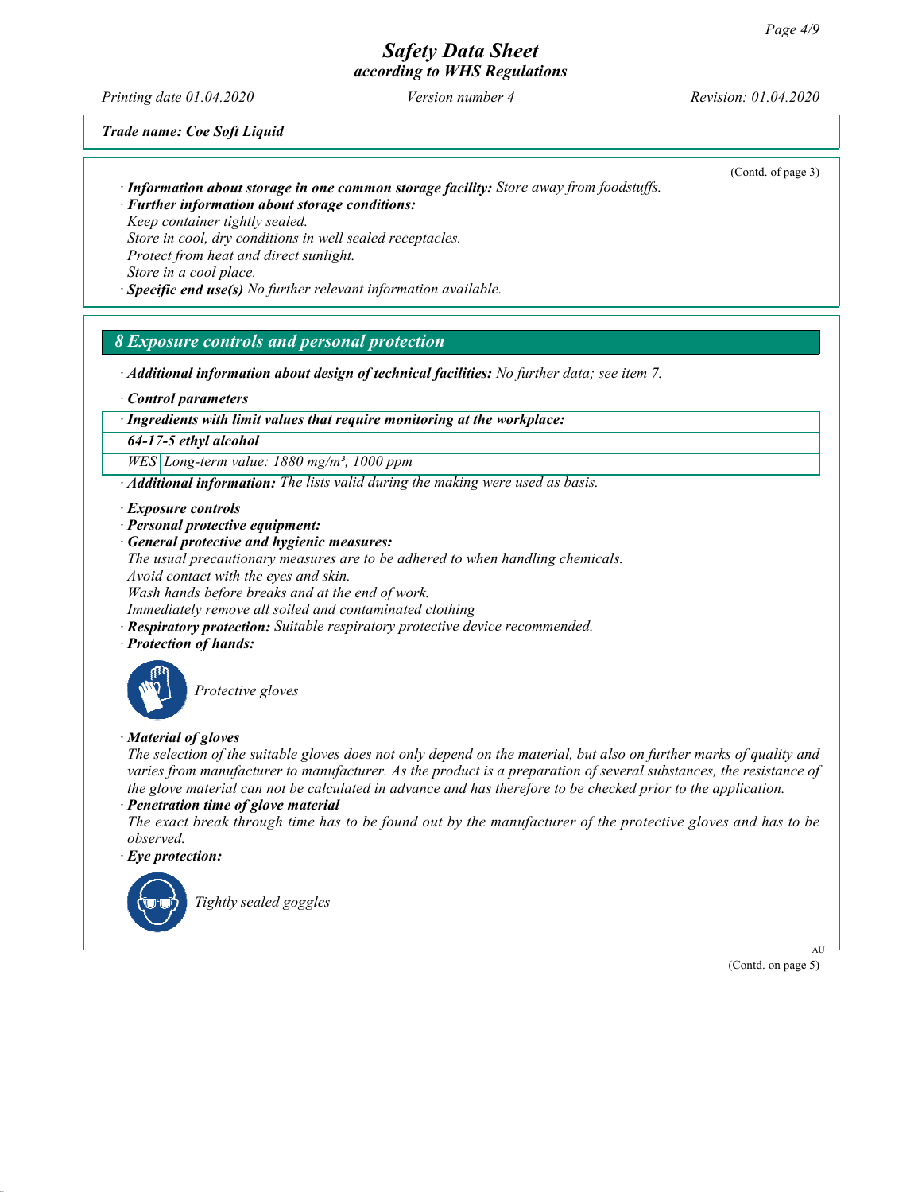(Contd. of page 3)

· **Information about storage in one common storage facility:** Store away from foodstuffs.
· **Further information about storage conditions:**
Keep container tightly sealed.
Store in cool, dry conditions in well sealed receptacles.
Protect from heat and direct sunlight.
Store in a cool place.
· **Specific end use(s)** No further relevant information available.

## 8 Exposure controls and personal protection

· **Additional information about design of technical facilities:** No further data; see item 7.

· **Control parameters**

| · Ingredients with limit values that require monitoring at the workplace: | |
|---|---|
| **64-17-5 ethyl alcohol** | |
| WES | Long-term value: 1880 mg/m³, 1000 ppm |

· **Additional information:** The lists valid during the making were used as basis.

· **Exposure controls**
· **Personal protective equipment:**
· **General protective and hygienic measures:**
The usual precautionary measures are to be adhered to when handling chemicals.
Avoid contact with the eyes and skin.
Wash hands before breaks and at the end of work.
Immediately remove all soiled and contaminated clothing
· **Respiratory protection:** Suitable respiratory protective device recommended.
· **Protection of hands:**

Protective gloves

· **Material of gloves**
The selection of the suitable gloves does not only depend on the material, but also on further marks of quality and varies from manufacturer to manufacturer. As the product is a preparation of several substances, the resistance of the glove material can not be calculated in advance and has therefore to be checked prior to the application.
· **Penetration time of glove material**
The exact break through time has to be found out by the manufacturer of the protective gloves and has to be observed.
· **Eye protection:**

Tightly sealed goggles

(Contd. on page 5)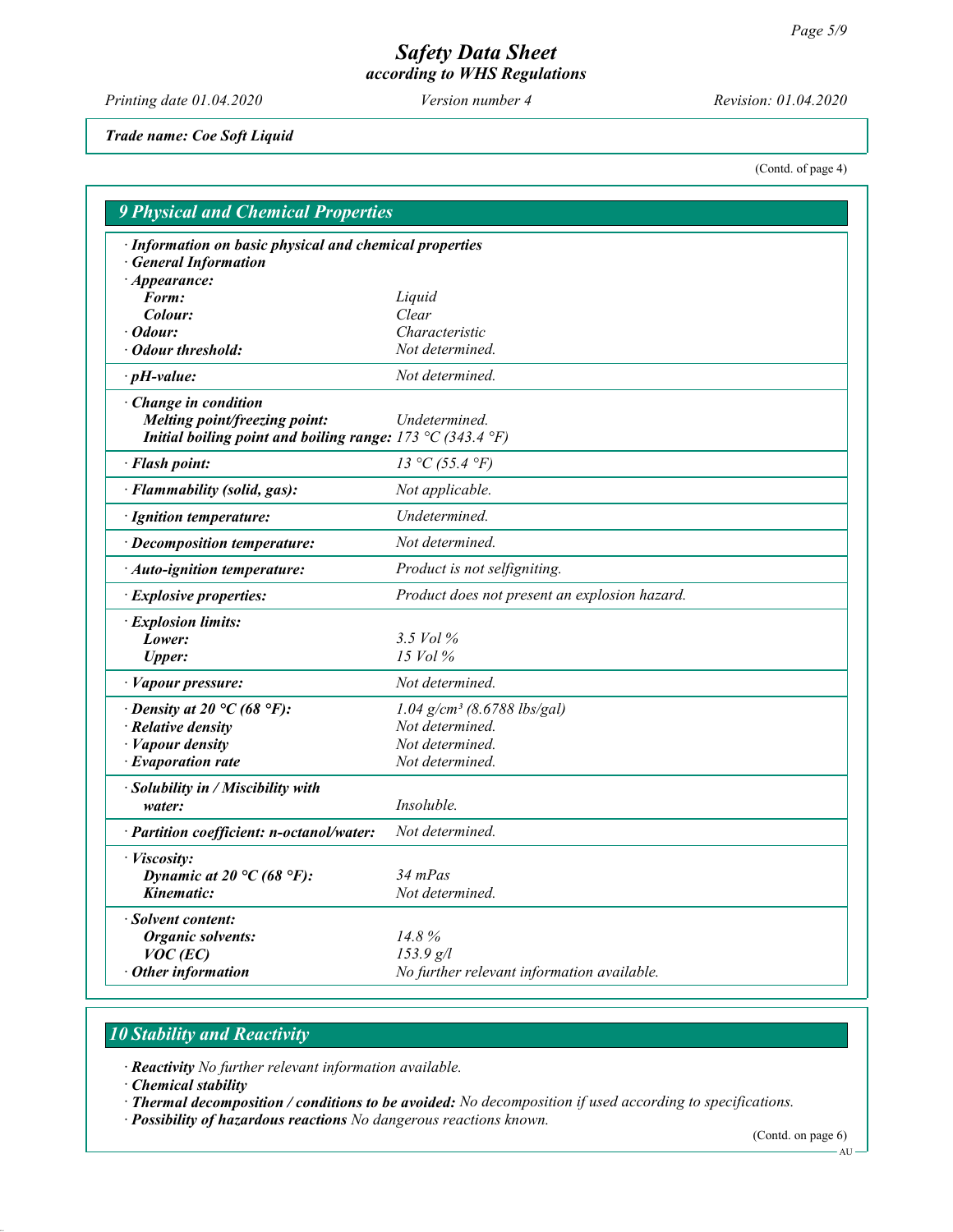*Trade name: Coe Soft Liquid*

(Contd. of page 4)

## 9 Physical and Chemical Properties

| | |
|---|---|
| **· Information on basic physical and chemical properties** | |
| **· General Information** | |
| **· Appearance:** | |
| **Form:** | Liquid |
| **Colour:** | Clear |
| **· Odour:** | Characteristic |
| **· Odour threshold:** | Not determined. |
| **· pH-value:** | Not determined. |
| **· Change in condition** | |
| **Melting point/freezing point:** | Undetermined. |
| **Initial boiling point and boiling range:** | 173 °C (343.4 °F) |
| **· Flash point:** | 13 °C (55.4 °F) |
| **· Flammability (solid, gas):** | Not applicable. |
| **· Ignition temperature:** | Undetermined. |
| **· Decomposition temperature:** | Not determined. |
| **· Auto-ignition temperature:** | Product is not selfigniting. |
| **· Explosive properties:** | Product does not present an explosion hazard. |
| **· Explosion limits:** | |
| **Lower:** | 3.5 Vol % |
| **Upper:** | 15 Vol % |
| **· Vapour pressure:** | Not determined. |
| **· Density at 20 °C (68 °F):** | 1.04 g/cm³ (8.6788 lbs/gal) |
| **· Relative density** | Not determined. |
| **· Vapour density** | Not determined. |
| **· Evaporation rate** | Not determined. |
| **· Solubility in / Miscibility with** | |
| **water:** | Insoluble. |
| **· Partition coefficient: n-octanol/water:** | Not determined. |
| **· Viscosity:** | |
| **Dynamic at 20 °C (68 °F):** | 34 mPas |
| **Kinematic:** | Not determined. |
| **· Solvent content:** | |
| **Organic solvents:** | 14.8 % |
| **VOC (EC)** | 153.9 g/l |
| **· Other information** | No further relevant information available. |

## 10 Stability and Reactivity

· **Reactivity** No further relevant information available.

· **Chemical stability**

· **Thermal decomposition / conditions to be avoided:** No decomposition if used according to specifications.

· **Possibility of hazardous reactions** No dangerous reactions known.

(Contd. on page 6)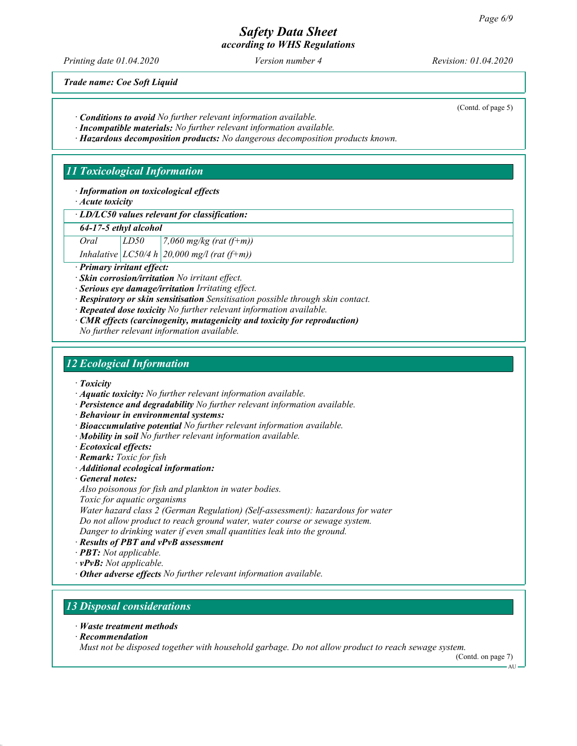*Trade name: Coe Soft Liquid*

(Contd. of page 5)

· ***Conditions to avoid*** *No further relevant information available.*
· ***Incompatible materials:*** *No further relevant information available.*
· ***Hazardous decomposition products:*** *No dangerous decomposition products known.*

## 11 Toxicological Information

· ***Information on toxicological effects***
· ***Acute toxicity***

| · ***LD/LC50 values relevant for classification:*** | | |
|---|---|---|
| ***64-17-5 ethyl alcohol*** | | |
| *Oral* | *LD50* | *7,060 mg/kg (rat (f+m))* |
| *Inhalative* | *LC50/4 h* | *20,000 mg/l (rat (f+m))* |

· ***Primary irritant effect:***
· ***Skin corrosion/irritation*** *No irritant effect.*
· ***Serious eye damage/irritation*** *Irritating effect.*
· ***Respiratory or skin sensitisation*** *Sensitisation possible through skin contact.*
· ***Repeated dose toxicity*** *No further relevant information available.*
· ***CMR effects (carcinogenity, mutagenicity and toxicity for reproduction)***
*No further relevant information available.*

## 12 Ecological Information

· ***Toxicity***
· ***Aquatic toxicity:*** *No further relevant information available.*
· ***Persistence and degradability*** *No further relevant information available.*
· ***Behaviour in environmental systems:***
· ***Bioaccumulative potential*** *No further relevant information available.*
· ***Mobility in soil*** *No further relevant information available.*
· ***Ecotoxical effects:***
· ***Remark:*** *Toxic for fish*
· ***Additional ecological information:***
· ***General notes:***
*Also poisonous for fish and plankton in water bodies.*
*Toxic for aquatic organisms*
*Water hazard class 2 (German Regulation) (Self-assessment): hazardous for water*
*Do not allow product to reach ground water, water course or sewage system.*
*Danger to drinking water if even small quantities leak into the ground.*
· ***Results of PBT and vPvB assessment***
· ***PBT:*** *Not applicable.*
· ***vPvB:*** *Not applicable.*
· ***Other adverse effects*** *No further relevant information available.*

## 13 Disposal considerations

· ***Waste treatment methods***
· ***Recommendation***
*Must not be disposed together with household garbage. Do not allow product to reach sewage system.*

(Contd. on page 7)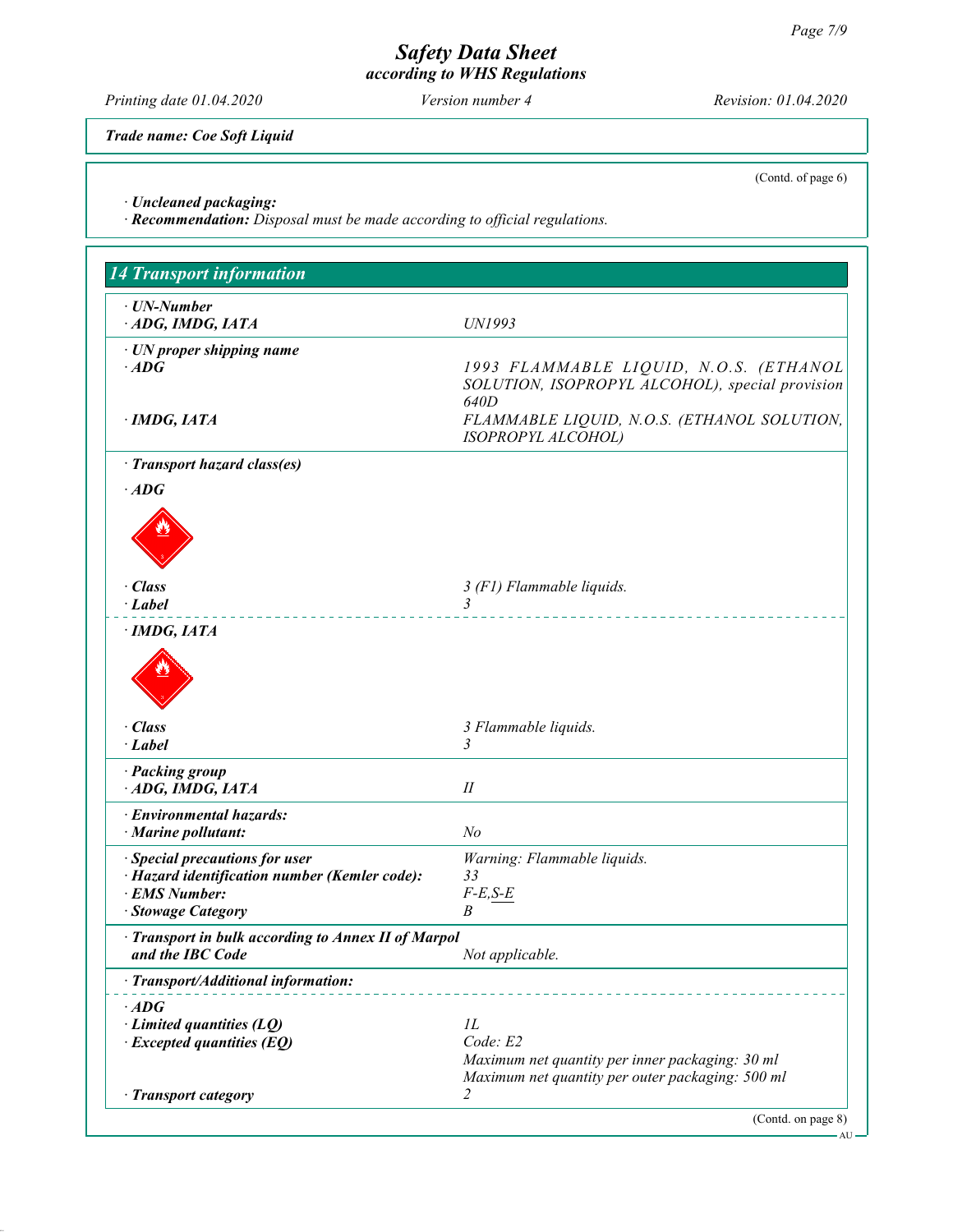**Trade name: Coe Soft Liquid**

(Contd. of page 6)

· **Uncleaned packaging:**
· **Recommendation:** *Disposal must be made according to official regulations.*

## 14 Transport information

| | |
|---|---|
| · **UN-Number** | |
| · **ADG, IMDG, IATA** | UN1993 |
| · **UN proper shipping name** | |
| · **ADG** | 1993 FLAMMABLE LIQUID, N.O.S. (ETHANOL SOLUTION, ISOPROPYL ALCOHOL), special provision 640D |
| · **IMDG, IATA** | FLAMMABLE LIQUID, N.O.S. (ETHANOL SOLUTION, ISOPROPYL ALCOHOL) |
| · **Transport hazard class(es)** | |
| · **ADG** | |
| · **Class** | 3 (F1) Flammable liquids. |
| · **Label** | 3 |
| · **IMDG, IATA** | |
| · **Class** | 3 Flammable liquids. |
| · **Label** | 3 |
| · **Packing group** | |
| · **ADG, IMDG, IATA** | II |
| · **Environmental hazards:** | |
| · **Marine pollutant:** | No |
| · **Special precautions for user** | Warning: Flammable liquids. |
| · **Hazard identification number (Kemler code):** | 33 |
| · **EMS Number:** | F-E,S-E |
| · **Stowage Category** | B |
| · **Transport in bulk according to Annex II of Marpol and the IBC Code** | Not applicable. |
| · **Transport/Additional information:** | |
| · **ADG** | |
| · **Limited quantities (LQ)** | 1L |
| · **Excepted quantities (EQ)** | Code: E2<br>Maximum net quantity per inner packaging: 30 ml<br>Maximum net quantity per outer packaging: 500 ml |
| · **Transport category** | 2 |

(Contd. on page 8)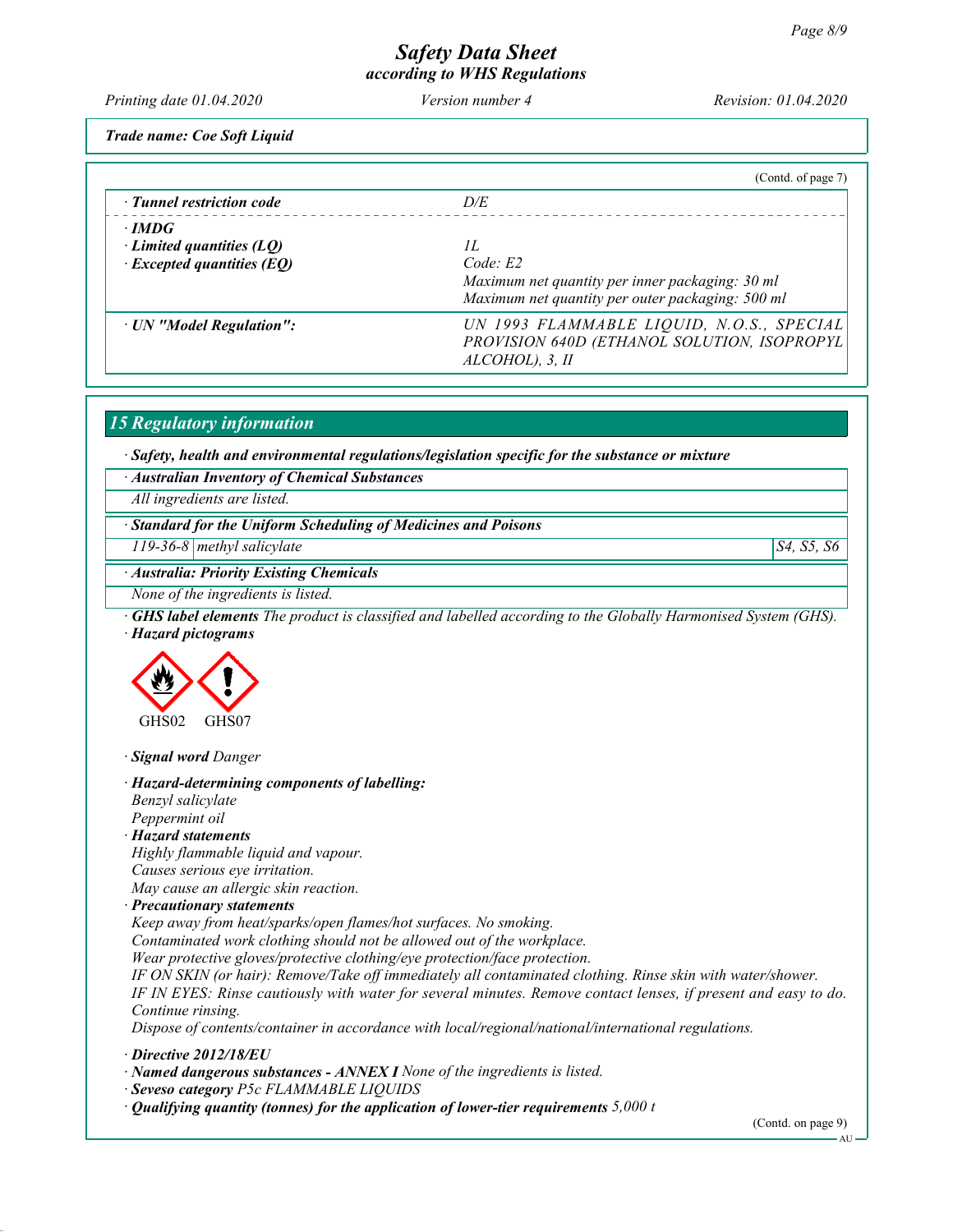*Trade name: Coe Soft Liquid*

(Contd. of page 7)

| | |
|---|---|
| · **Tunnel restriction code** | D/E |
| · **IMDG** | |
| · **Limited quantities (LQ)** | 1L |
| · **Excepted quantities (EQ)** | Code: E2<br>Maximum net quantity per inner packaging: 30 ml<br>Maximum net quantity per outer packaging: 500 ml |
| · **UN "Model Regulation":** | UN 1993 FLAMMABLE LIQUID, N.O.S., SPECIAL PROVISION 640D (ETHANOL SOLUTION, ISOPROPYL ALCOHOL), 3, II |

## 15 Regulatory information

· **Safety, health and environmental regulations/legislation specific for the substance or mixture**

· **Australian Inventory of Chemical Substances**

All ingredients are listed.

· **Standard for the Uniform Scheduling of Medicines and Poisons**

| | | |
|---|---|---|
| 119-36-8 | methyl salicylate | S4, S5, S6 |

· **Australia: Priority Existing Chemicals**

None of the ingredients is listed.

· **GHS label elements** The product is classified and labelled according to the Globally Harmonised System (GHS).

· **Hazard pictograms**

GHS02 GHS07

· **Signal word** Danger

· **Hazard-determining components of labelling:**

Benzyl salicylate
Peppermint oil

· **Hazard statements**

Highly flammable liquid and vapour.
Causes serious eye irritation.
May cause an allergic skin reaction.

· **Precautionary statements**

Keep away from heat/sparks/open flames/hot surfaces. No smoking.
Contaminated work clothing should not be allowed out of the workplace.
Wear protective gloves/protective clothing/eye protection/face protection.
IF ON SKIN (or hair): Remove/Take off immediately all contaminated clothing. Rinse skin with water/shower.
IF IN EYES: Rinse cautiously with water for several minutes. Remove contact lenses, if present and easy to do. Continue rinsing.
Dispose of contents/container in accordance with local/regional/national/international regulations.

· **Directive 2012/18/EU**

· **Named dangerous substances - ANNEX I** None of the ingredients is listed.

· **Seveso category** P5c FLAMMABLE LIQUIDS

· **Qualifying quantity (tonnes) for the application of lower-tier requirements** 5,000 t

(Contd. on page 9)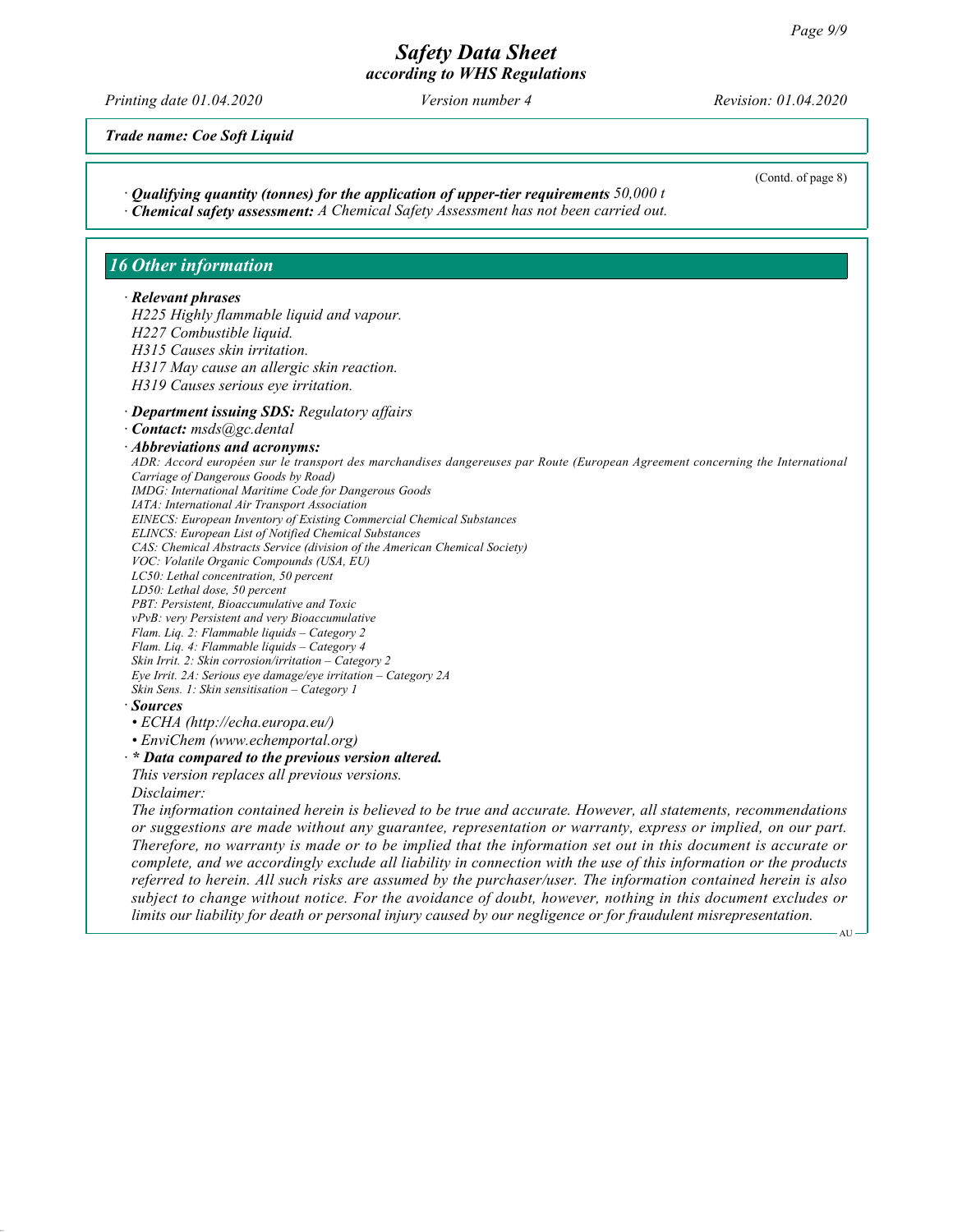(Contd. of page 8)

· ***Qualifying quantity (tonnes) for the application of upper-tier requirements*** *50,000 t*
· ***Chemical safety assessment:*** *A Chemical Safety Assessment has not been carried out.*

## 16 Other information

· ***Relevant phrases***
*H225 Highly flammable liquid and vapour.*
*H227 Combustible liquid.*
*H315 Causes skin irritation.*
*H317 May cause an allergic skin reaction.*
*H319 Causes serious eye irritation.*

· ***Department issuing SDS:*** *Regulatory affairs*
· ***Contact:*** *msds@gc.dental*
· ***Abbreviations and acronyms:***
*ADR: Accord européen sur le transport des marchandises dangereuses par Route (European Agreement concerning the International Carriage of Dangerous Goods by Road)*
*IMDG: International Maritime Code for Dangerous Goods*
*IATA: International Air Transport Association*
*EINECS: European Inventory of Existing Commercial Chemical Substances*
*ELINCS: European List of Notified Chemical Substances*
*CAS: Chemical Abstracts Service (division of the American Chemical Society)*
*VOC: Volatile Organic Compounds (USA, EU)*
*LC50: Lethal concentration, 50 percent*
*LD50: Lethal dose, 50 percent*
*PBT: Persistent, Bioaccumulative and Toxic*
*vPvB: very Persistent and very Bioaccumulative*
*Flam. Liq. 2: Flammable liquids – Category 2*
*Flam. Liq. 4: Flammable liquids – Category 4*
*Skin Irrit. 2: Skin corrosion/irritation – Category 2*
*Eye Irrit. 2A: Serious eye damage/eye irritation – Category 2A*
*Skin Sens. 1: Skin sensitisation – Category 1*

· ***Sources***
*• ECHA (http://echa.europa.eu/)*
*• EnviChem (www.echemportal.org)*

· ***\* Data compared to the previous version altered.***
*This version replaces all previous versions.*
*Disclaimer:*
*The information contained herein is believed to be true and accurate. However, all statements, recommendations or suggestions are made without any guarantee, representation or warranty, express or implied, on our part. Therefore, no warranty is made or to be implied that the information set out in this document is accurate or complete, and we accordingly exclude all liability in connection with the use of this information or the products referred to herein. All such risks are assumed by the purchaser/user. The information contained herein is also subject to change without notice. For the avoidance of doubt, however, nothing in this document excludes or limits our liability for death or personal injury caused by our negligence or for fraudulent misrepresentation.*

AU